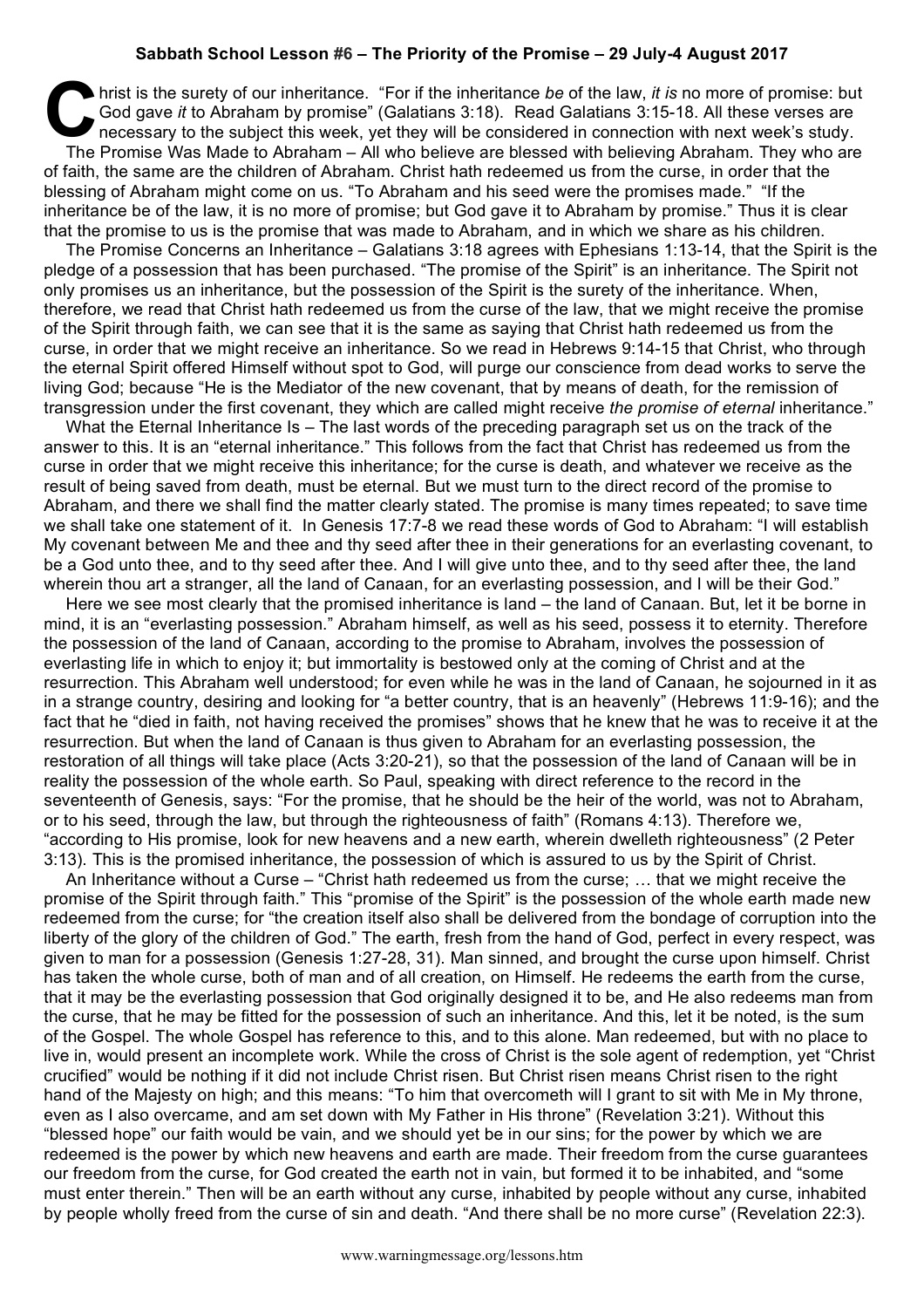**Sabbath School Lesson #6 – The Priority of the Promise – 29 July-4 August 2017**

Christ is the surety of our inheritance. "For if the inheritance *be* of the law, *it is* no more of promise: but God gave *it* to Abraham by promise" (Galatians 3:18). Read Galatians 3:15-18. All these verses are necessary to the subject this week, yet they will be considered in connection with next week's study.

The Promise Was Made to Abraham – All who believe are blessed with believing Abraham. They who are of faith, the same are the children of Abraham. Christ hath redeemed us from the curse, in order that the blessing of Abraham might come on us. "To Abraham and his seed were the promises made." "If the inheritance be of the law, it is no more of promise; but God gave it to Abraham by promise." Thus it is clear that the promise to us is the promise that was made to Abraham, and in which we share as his children.

The Promise Concerns an Inheritance – Galatians 3:18 agrees with Ephesians 1:13-14, that the Spirit is the pledge of a possession that has been purchased. "The promise of the Spirit" is an inheritance. The Spirit not only promises us an inheritance, but the possession of the Spirit is the surety of the inheritance. When, therefore, we read that Christ hath redeemed us from the curse of the law, that we might receive the promise of the Spirit through faith, we can see that it is the same as saying that Christ hath redeemed us from the curse, in order that we might receive an inheritance. So we read in Hebrews 9:14-15 that Christ, who through the eternal Spirit offered Himself without spot to God, will purge our conscience from dead works to serve the living God; because "He is the Mediator of the new covenant, that by means of death, for the remission of transgression under the first covenant, they which are called might receive *the promise of eternal* inheritance."

What the Eternal Inheritance Is – The last words of the preceding paragraph set us on the track of the answer to this. It is an "eternal inheritance." This follows from the fact that Christ has redeemed us from the curse in order that we might receive this inheritance; for the curse is death, and whatever we receive as the result of being saved from death, must be eternal. But we must turn to the direct record of the promise to Abraham, and there we shall find the matter clearly stated. The promise is many times repeated; to save time we shall take one statement of it. In Genesis 17:7-8 we read these words of God to Abraham: "I will establish My covenant between Me and thee and thy seed after thee in their generations for an everlasting covenant, to be a God unto thee, and to thy seed after thee. And I will give unto thee, and to thy seed after thee, the land wherein thou art a stranger, all the land of Canaan, for an everlasting possession, and I will be their God."

Here we see most clearly that the promised inheritance is land – the land of Canaan. But, let it be borne in mind, it is an "everlasting possession." Abraham himself, as well as his seed, possess it to eternity. Therefore the possession of the land of Canaan, according to the promise to Abraham, involves the possession of everlasting life in which to enjoy it; but immortality is bestowed only at the coming of Christ and at the resurrection. This Abraham well understood; for even while he was in the land of Canaan, he sojourned in it as in a strange country, desiring and looking for "a better country, that is an heavenly" (Hebrews 11:9-16); and the fact that he "died in faith, not having received the promises" shows that he knew that he was to receive it at the resurrection. But when the land of Canaan is thus given to Abraham for an everlasting possession, the restoration of all things will take place (Acts 3:20-21), so that the possession of the land of Canaan will be in reality the possession of the whole earth. So Paul, speaking with direct reference to the record in the seventeenth of Genesis, says: "For the promise, that he should be the heir of the world, was not to Abraham, or to his seed, through the law, but through the righteousness of faith" (Romans 4:13). Therefore we, "according to His promise, look for new heavens and a new earth, wherein dwelleth righteousness" (2 Peter 3:13). This is the promised inheritance, the possession of which is assured to us by the Spirit of Christ.

An Inheritance without a Curse – "Christ hath redeemed us from the curse; … that we might receive the promise of the Spirit through faith." This "promise of the Spirit" is the possession of the whole earth made new redeemed from the curse; for "the creation itself also shall be delivered from the bondage of corruption into the liberty of the glory of the children of God." The earth, fresh from the hand of God, perfect in every respect, was given to man for a possession (Genesis 1:27-28, 31). Man sinned, and brought the curse upon himself. Christ has taken the whole curse, both of man and of all creation, on Himself. He redeems the earth from the curse, that it may be the everlasting possession that God originally designed it to be, and He also redeems man from the curse, that he may be fitted for the possession of such an inheritance. And this, let it be noted, is the sum of the Gospel. The whole Gospel has reference to this, and to this alone. Man redeemed, but with no place to live in, would present an incomplete work. While the cross of Christ is the sole agent of redemption, yet "Christ crucified" would be nothing if it did not include Christ risen. But Christ risen means Christ risen to the right hand of the Majesty on high; and this means: "To him that overcometh will I grant to sit with Me in My throne, even as I also overcame, and am set down with My Father in His throne" (Revelation 3:21). Without this "blessed hope" our faith would be vain, and we should yet be in our sins; for the power by which we are redeemed is the power by which new heavens and earth are made. Their freedom from the curse guarantees our freedom from the curse, for God created the earth not in vain, but formed it to be inhabited, and "some must enter therein." Then will be an earth without any curse, inhabited by people without any curse, inhabited by people wholly freed from the curse of sin and death. "And there shall be no more curse" (Revelation 22:3).

www.warningmessage.org/lessons.htm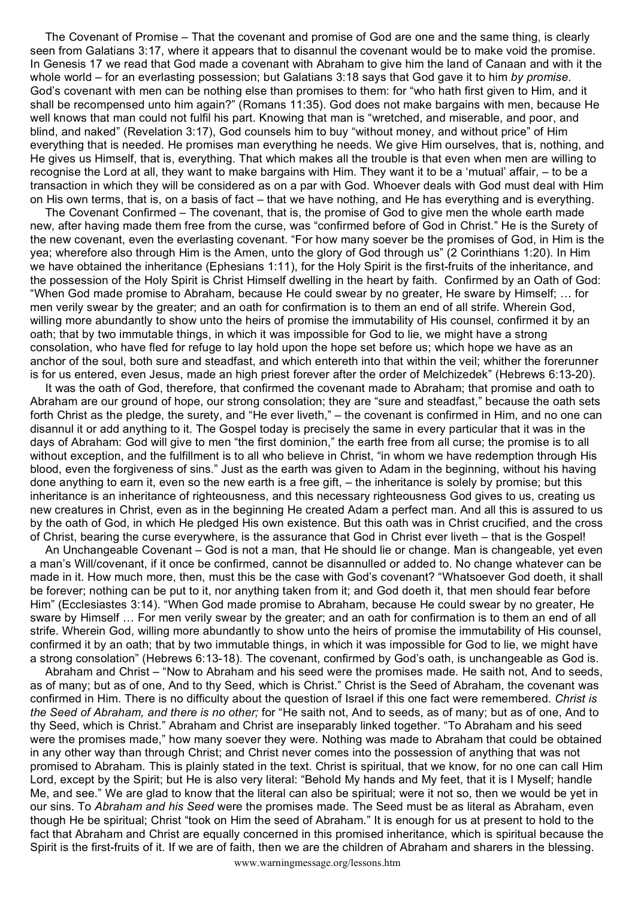The Covenant of Promise – That the covenant and promise of God are one and the same thing, is clearly seen from Galatians 3:17, where it appears that to disannul the covenant would be to make void the promise. In Genesis 17 we read that God made a covenant with Abraham to give him the land of Canaan and with it the whole world – for an everlasting possession; but Galatians 3:18 says that God gave it to him *by promise*. God's covenant with men can be nothing else than promises to them: for "who hath first given to Him, and it shall be recompensed unto him again?" (Romans 11:35). God does not make bargains with men, because He well knows that man could not fulfil his part. Knowing that man is "wretched, and miserable, and poor, and blind, and naked" (Revelation 3:17), God counsels him to buy "without money, and without price" of Him everything that is needed. He promises man everything he needs. We give Him ourselves, that is, nothing, and He gives us Himself, that is, everything. That which makes all the trouble is that even when men are willing to recognise the Lord at all, they want to make bargains with Him. They want it to be a 'mutual' affair, – to be a transaction in which they will be considered as on a par with God. Whoever deals with God must deal with Him on His own terms, that is, on a basis of fact – that we have nothing, and He has everything and is everything.

The Covenant Confirmed – The covenant, that is, the promise of God to give men the whole earth made new, after having made them free from the curse, was "confirmed before of God in Christ." He is the Surety of the new covenant, even the everlasting covenant. "For how many soever be the promises of God, in Him is the yea; wherefore also through Him is the Amen, unto the glory of God through us" (2 Corinthians 1:20). In Him we have obtained the inheritance (Ephesians 1:11), for the Holy Spirit is the first-fruits of the inheritance, and the possession of the Holy Spirit is Christ Himself dwelling in the heart by faith. Confirmed by an Oath of God: "When God made promise to Abraham, because He could swear by no greater, He sware by Himself; … for men verily swear by the greater; and an oath for confirmation is to them an end of all strife. Wherein God, willing more abundantly to show unto the heirs of promise the immutability of His counsel, confirmed it by an oath; that by two immutable things, in which it was impossible for God to lie, we might have a strong consolation, who have fled for refuge to lay hold upon the hope set before us; which hope we have as an anchor of the soul, both sure and steadfast, and which entereth into that within the veil; whither the forerunner is for us entered, even Jesus, made an high priest forever after the order of Melchizedek" (Hebrews 6:13-20).

It was the oath of God, therefore, that confirmed the covenant made to Abraham; that promise and oath to Abraham are our ground of hope, our strong consolation; they are "sure and steadfast," because the oath sets forth Christ as the pledge, the surety, and "He ever liveth," – the covenant is confirmed in Him, and no one can disannul it or add anything to it. The Gospel today is precisely the same in every particular that it was in the days of Abraham: God will give to men "the first dominion," the earth free from all curse; the promise is to all without exception, and the fulfillment is to all who believe in Christ, "in whom we have redemption through His blood, even the forgiveness of sins." Just as the earth was given to Adam in the beginning, without his having done anything to earn it, even so the new earth is a free gift, – the inheritance is solely by promise; but this inheritance is an inheritance of righteousness, and this necessary righteousness God gives to us, creating us new creatures in Christ, even as in the beginning He created Adam a perfect man. And all this is assured to us by the oath of God, in which He pledged His own existence. But this oath was in Christ crucified, and the cross of Christ, bearing the curse everywhere, is the assurance that God in Christ ever liveth – that is the Gospel!

An Unchangeable Covenant – God is not a man, that He should lie or change. Man is changeable, yet even a man's Will/covenant, if it once be confirmed, cannot be disannulled or added to. No change whatever can be made in it. How much more, then, must this be the case with God's covenant? "Whatsoever God doeth, it shall be forever; nothing can be put to it, nor anything taken from it; and God doeth it, that men should fear before Him" (Ecclesiastes 3:14). "When God made promise to Abraham, because He could swear by no greater, He sware by Himself … For men verily swear by the greater; and an oath for confirmation is to them an end of all strife. Wherein God, willing more abundantly to show unto the heirs of promise the immutability of His counsel, confirmed it by an oath; that by two immutable things, in which it was impossible for God to lie, we might have a strong consolation" (Hebrews 6:13-18). The covenant, confirmed by God's oath, is unchangeable as God is.

Abraham and Christ – "Now to Abraham and his seed were the promises made. He saith not, And to seeds, as of many; but as of one, And to thy Seed, which is Christ." Christ is the Seed of Abraham, the covenant was confirmed in Him. There is no difficulty about the question of Israel if this one fact were remembered. *Christ is the Seed of Abraham, and there is no other;* for "He saith not, And to seeds, as of many; but as of one, And to thy Seed, which is Christ." Abraham and Christ are inseparably linked together. "To Abraham and his seed were the promises made," how many soever they were. Nothing was made to Abraham that could be obtained in any other way than through Christ; and Christ never comes into the possession of anything that was not promised to Abraham. This is plainly stated in the text. Christ is spiritual, that we know, for no one can call Him Lord, except by the Spirit; but He is also very literal: "Behold My hands and My feet, that it is I Myself; handle Me, and see." We are glad to know that the literal can also be spiritual; were it not so, then we would be yet in our sins. To *Abraham and his Seed* were the promises made. The Seed must be as literal as Abraham, even though He be spiritual; Christ "took on Him the seed of Abraham." It is enough for us at present to hold to the fact that Abraham and Christ are equally concerned in this promised inheritance, which is spiritual because the Spirit is the first-fruits of it. If we are of faith, then we are the children of Abraham and sharers in the blessing.

www.warningmessage.org/lessons.htm